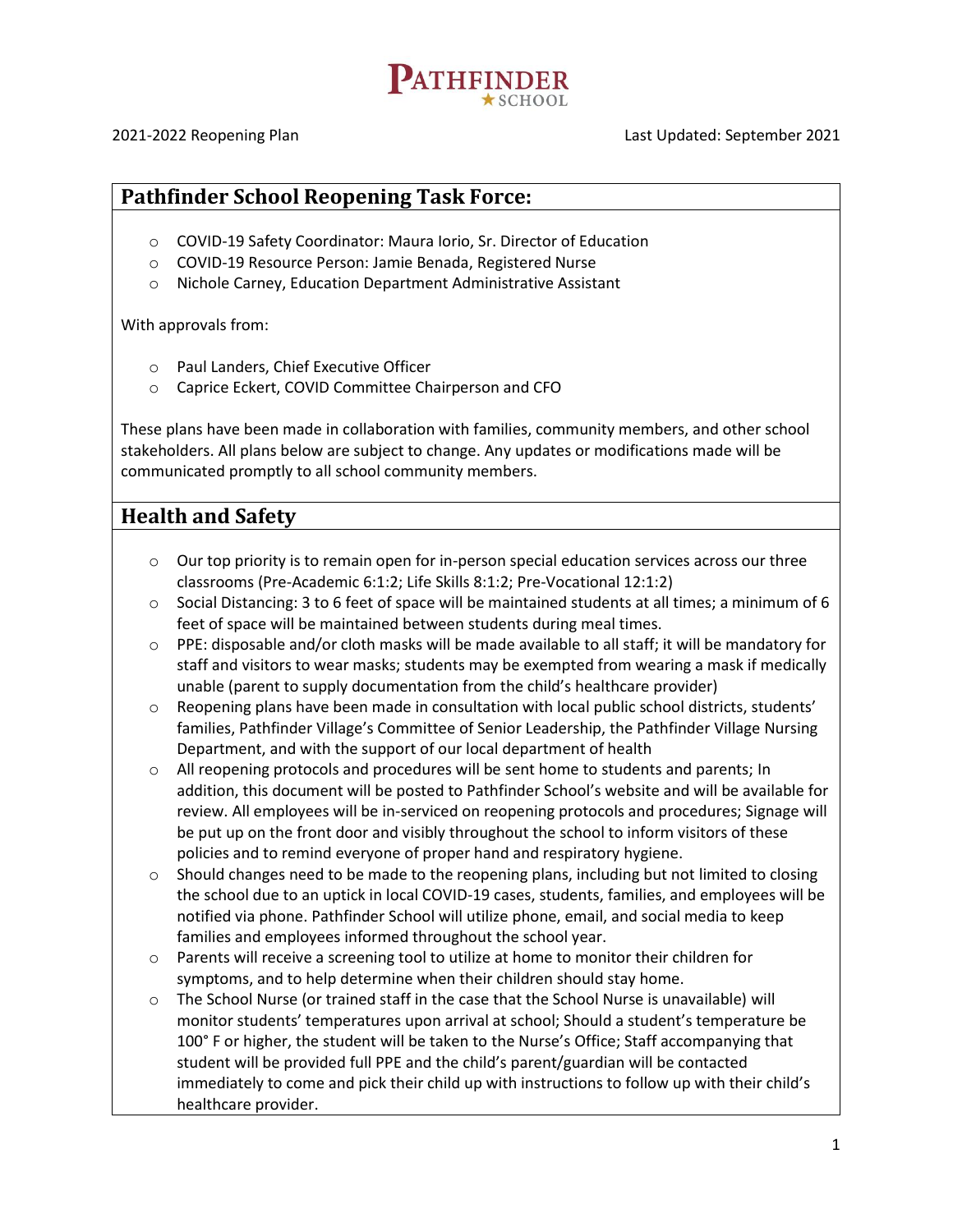# PATHFINDER ★ SCHOOL

2021-2022 Reopening Plan | Last Updated: September 2021

## Pathfinder School Reopening Task Force:

- COVID-19 Safety Coordinator: Maura Iorio, Sr. Director of Education
- COVID-19 Resource Person: Jamie Benada, Registered Nurse
- Nichole Carney, Education Department Administrative Assistant

With approvals from:

- Paul Landers, Chief Executive Officer
- Caprice Eckert, COVID Committee Chairperson and CFO

These plans have been made in collaboration with families, community members, and other school stakeholders. All plans below are subject to change. Any updates or modifications made will be communicated promptly to all school community members.

## Health and Safety

- Our top priority is to remain open for in-person special education services across our three classrooms (Pre-Academic 6:1:2; Life Skills 8:1:2; Pre-Vocational 12:1:2)
- Social Distancing: 3 to 6 feet of space will be maintained students at all times; a minimum of 6 feet of space will be maintained between students during meal times.
- PPE: disposable and/or cloth masks will be made available to all staff; it will be mandatory for staff and visitors to wear masks; students may be exempted from wearing a mask if medically unable (parent to supply documentation from the child's healthcare provider)
- Reopening plans have been made in consultation with local public school districts, students' families, Pathfinder Village's Committee of Senior Leadership, the Pathfinder Village Nursing Department, and with the support of our local department of health
- All reopening protocols and procedures will be sent home to students and parents; In addition, this document will be posted to Pathfinder School's website and will be available for review. All employees will be in-serviced on reopening protocols and procedures; Signage will be put up on the front door and visibly throughout the school to inform visitors of these policies and to remind everyone of proper hand and respiratory hygiene.
- Should changes need to be made to the reopening plans, including but not limited to closing the school due to an uptick in local COVID-19 cases, students, families, and employees will be notified via phone. Pathfinder School will utilize phone, email, and social media to keep families and employees informed throughout the school year.
- Parents will receive a screening tool to utilize at home to monitor their children for symptoms, and to help determine when their children should stay home.
- The School Nurse (or trained staff in the case that the School Nurse is unavailable) will monitor students' temperatures upon arrival at school; Should a student's temperature be 100° F or higher, the student will be taken to the Nurse's Office; Staff accompanying that student will be provided full PPE and the child's parent/guardian will be contacted immediately to come and pick their child up with instructions to follow up with their child's healthcare provider.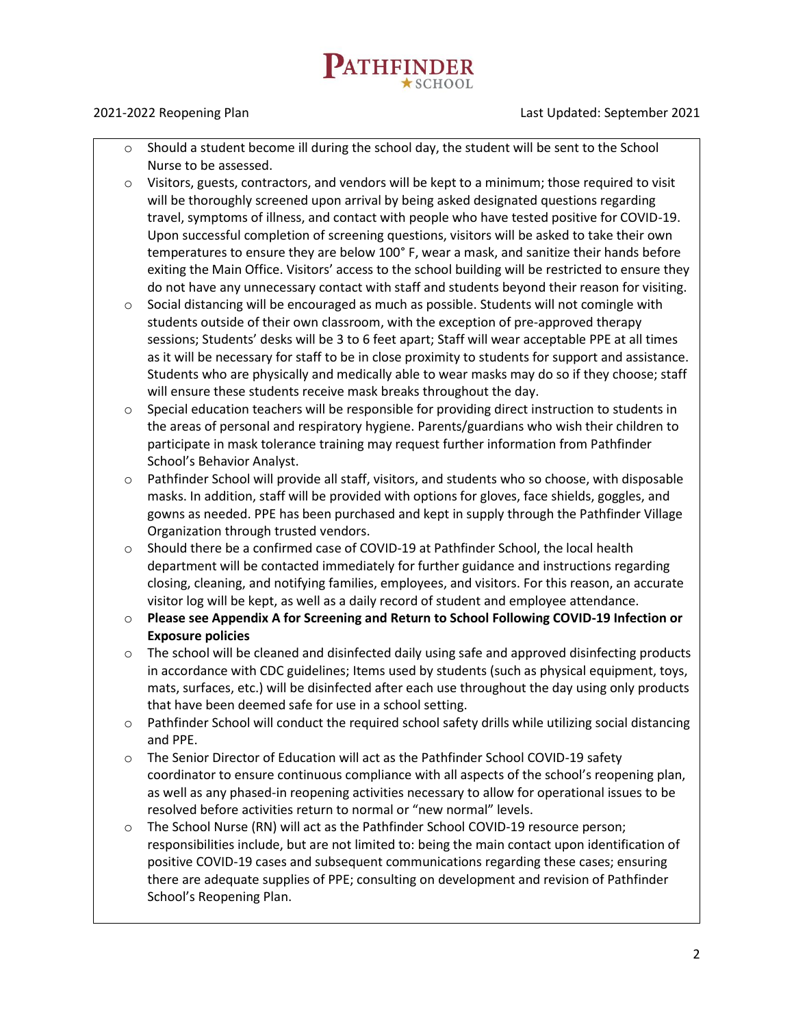- Should a student become ill during the school day, the student will be sent to the School Nurse to be assessed.
- Visitors, guests, contractors, and vendors will be kept to a minimum; those required to visit will be thoroughly screened upon arrival by being asked designated questions regarding travel, symptoms of illness, and contact with people who have tested positive for COVID-19. Upon successful completion of screening questions, visitors will be asked to take their own temperatures to ensure they are below 100° F, wear a mask, and sanitize their hands before exiting the Main Office. Visitors' access to the school building will be restricted to ensure they do not have any unnecessary contact with staff and students beyond their reason for visiting.
- Social distancing will be encouraged as much as possible. Students will not comingle with students outside of their own classroom, with the exception of pre-approved therapy sessions; Students' desks will be 3 to 6 feet apart; Staff will wear acceptable PPE at all times as it will be necessary for staff to be in close proximity to students for support and assistance. Students who are physically and medically able to wear masks may do so if they choose; staff will ensure these students receive mask breaks throughout the day.
- Special education teachers will be responsible for providing direct instruction to students in the areas of personal and respiratory hygiene. Parents/guardians who wish their children to participate in mask tolerance training may request further information from Pathfinder School's Behavior Analyst.
- Pathfinder School will provide all staff, visitors, and students who so choose, with disposable masks. In addition, staff will be provided with options for gloves, face shields, goggles, and gowns as needed. PPE has been purchased and kept in supply through the Pathfinder Village Organization through trusted vendors.
- Should there be a confirmed case of COVID-19 at Pathfinder School, the local health department will be contacted immediately for further guidance and instructions regarding closing, cleaning, and notifying families, employees, and visitors. For this reason, an accurate visitor log will be kept, as well as a daily record of student and employee attendance.
- **Please see Appendix A for Screening and Return to School Following COVID-19 Infection or Exposure policies**
- The school will be cleaned and disinfected daily using safe and approved disinfecting products in accordance with CDC guidelines; Items used by students (such as physical equipment, toys, mats, surfaces, etc.) will be disinfected after each use throughout the day using only products that have been deemed safe for use in a school setting.
- Pathfinder School will conduct the required school safety drills while utilizing social distancing and PPE.
- The Senior Director of Education will act as the Pathfinder School COVID-19 safety coordinator to ensure continuous compliance with all aspects of the school's reopening plan, as well as any phased-in reopening activities necessary to allow for operational issues to be resolved before activities return to normal or "new normal" levels.
- The School Nurse (RN) will act as the Pathfinder School COVID-19 resource person; responsibilities include, but are not limited to: being the main contact upon identification of positive COVID-19 cases and subsequent communications regarding these cases; ensuring there are adequate supplies of PPE; consulting on development and revision of Pathfinder School's Reopening Plan.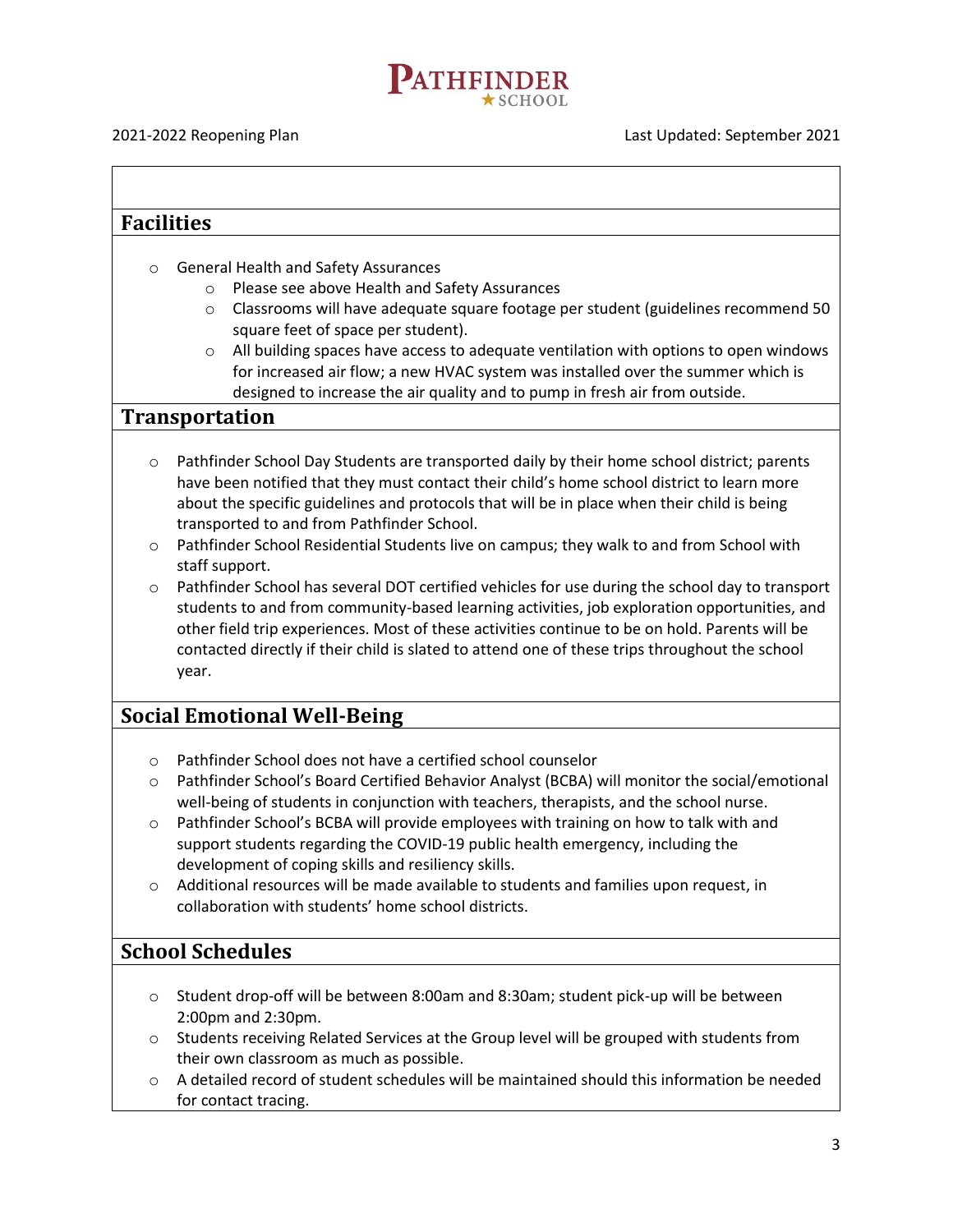## Facilities

- General Health and Safety Assurances
  - Please see above Health and Safety Assurances
  - Classrooms will have adequate square footage per student (guidelines recommend 50 square feet of space per student).
  - All building spaces have access to adequate ventilation with options to open windows for increased air flow; a new HVAC system was installed over the summer which is designed to increase the air quality and to pump in fresh air from outside.

## Transportation

- Pathfinder School Day Students are transported daily by their home school district; parents have been notified that they must contact their child's home school district to learn more about the specific guidelines and protocols that will be in place when their child is being transported to and from Pathfinder School.
- Pathfinder School Residential Students live on campus; they walk to and from School with staff support.
- Pathfinder School has several DOT certified vehicles for use during the school day to transport students to and from community-based learning activities, job exploration opportunities, and other field trip experiences. Most of these activities continue to be on hold. Parents will be contacted directly if their child is slated to attend one of these trips throughout the school year.

## Social Emotional Well-Being

- Pathfinder School does not have a certified school counselor
- Pathfinder School's Board Certified Behavior Analyst (BCBA) will monitor the social/emotional well-being of students in conjunction with teachers, therapists, and the school nurse.
- Pathfinder School's BCBA will provide employees with training on how to talk with and support students regarding the COVID-19 public health emergency, including the development of coping skills and resiliency skills.
- Additional resources will be made available to students and families upon request, in collaboration with students' home school districts.

## School Schedules

- Student drop-off will be between 8:00am and 8:30am; student pick-up will be between 2:00pm and 2:30pm.
- Students receiving Related Services at the Group level will be grouped with students from their own classroom as much as possible.
- A detailed record of student schedules will be maintained should this information be needed for contact tracing.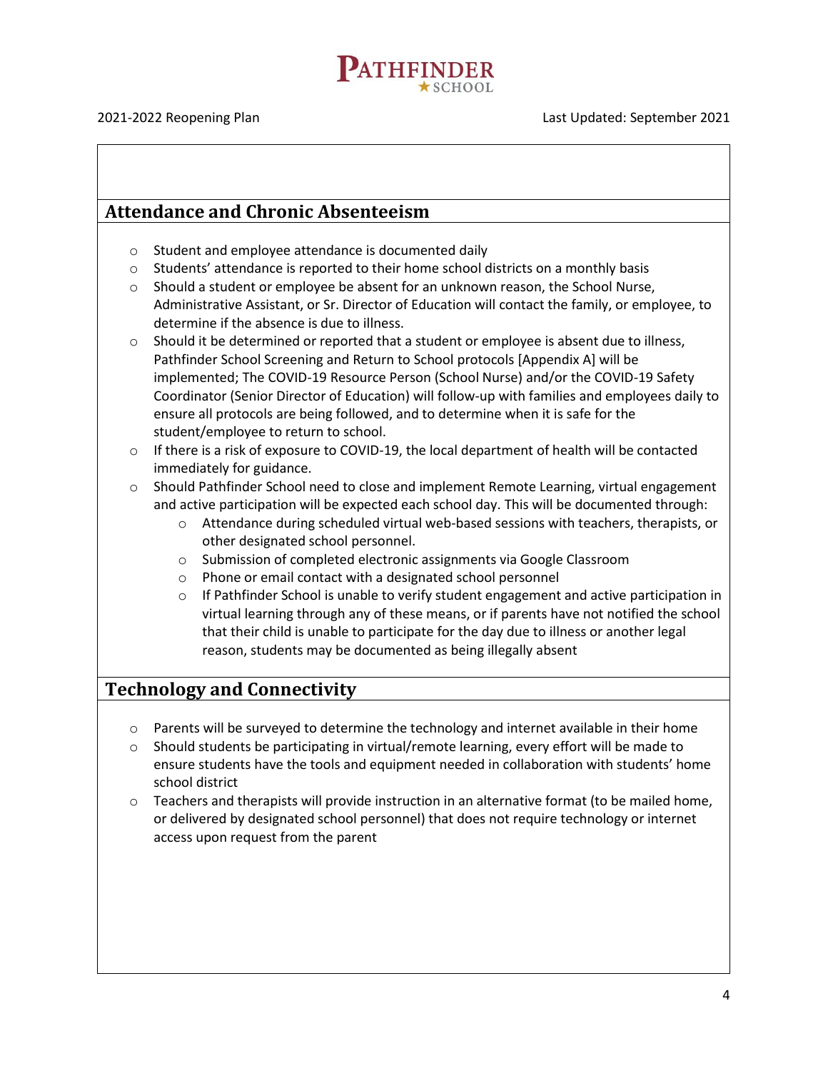## Attendance and Chronic Absenteeism

- Student and employee attendance is documented daily
- Students' attendance is reported to their home school districts on a monthly basis
- Should a student or employee be absent for an unknown reason, the School Nurse, Administrative Assistant, or Sr. Director of Education will contact the family, or employee, to determine if the absence is due to illness.
- Should it be determined or reported that a student or employee is absent due to illness, Pathfinder School Screening and Return to School protocols [Appendix A] will be implemented; The COVID-19 Resource Person (School Nurse) and/or the COVID-19 Safety Coordinator (Senior Director of Education) will follow-up with families and employees daily to ensure all protocols are being followed, and to determine when it is safe for the student/employee to return to school.
- If there is a risk of exposure to COVID-19, the local department of health will be contacted immediately for guidance.
- Should Pathfinder School need to close and implement Remote Learning, virtual engagement and active participation will be expected each school day. This will be documented through:
  - Attendance during scheduled virtual web-based sessions with teachers, therapists, or other designated school personnel.
  - Submission of completed electronic assignments via Google Classroom
  - Phone or email contact with a designated school personnel
  - If Pathfinder School is unable to verify student engagement and active participation in virtual learning through any of these means, or if parents have not notified the school that their child is unable to participate for the day due to illness or another legal reason, students may be documented as being illegally absent

## Technology and Connectivity

- Parents will be surveyed to determine the technology and internet available in their home
- Should students be participating in virtual/remote learning, every effort will be made to ensure students have the tools and equipment needed in collaboration with students' home school district
- Teachers and therapists will provide instruction in an alternative format (to be mailed home, or delivered by designated school personnel) that does not require technology or internet access upon request from the parent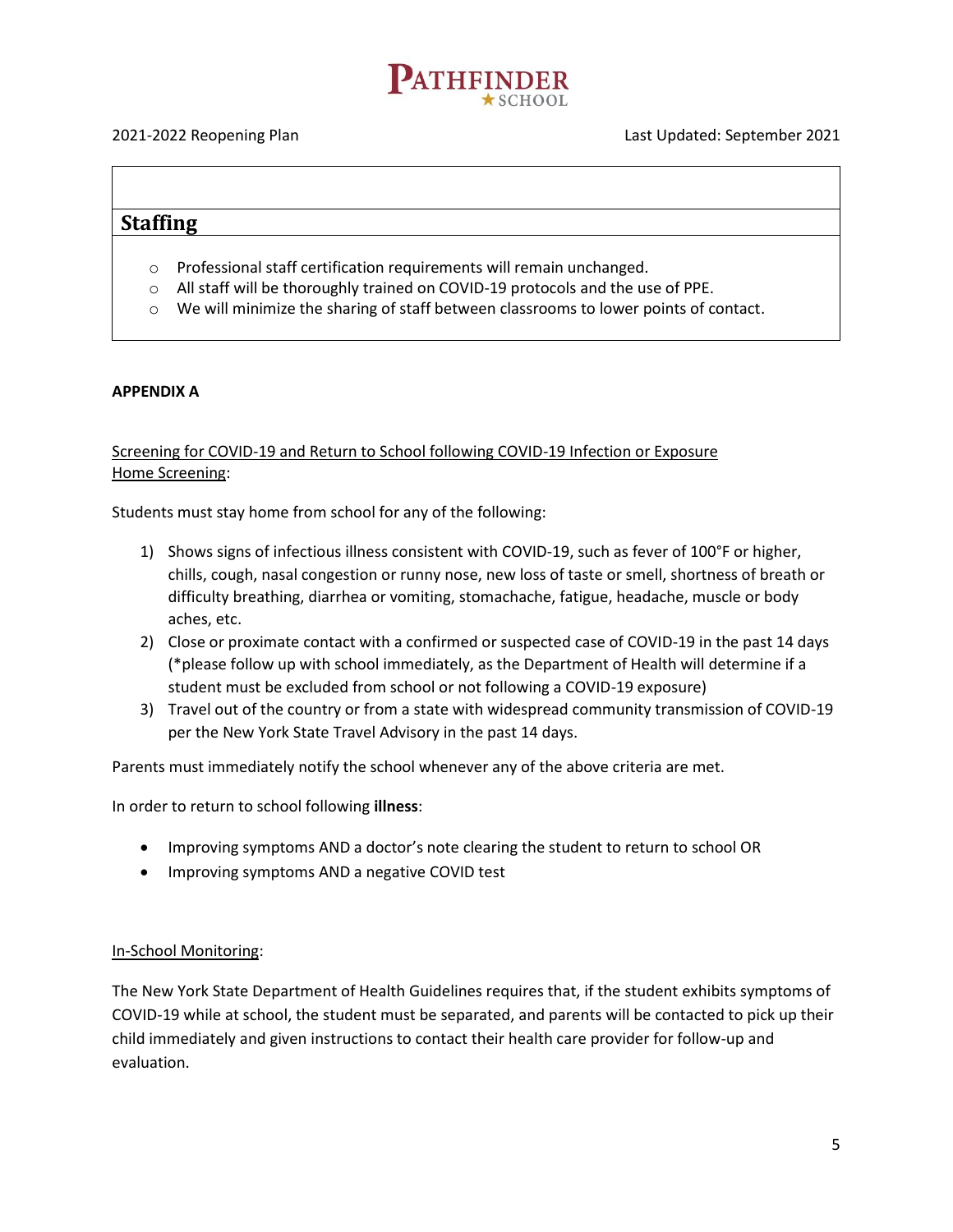## Staffing

- Professional staff certification requirements will remain unchanged.
- All staff will be thoroughly trained on COVID-19 protocols and the use of PPE.
- We will minimize the sharing of staff between classrooms to lower points of contact.

**APPENDIX A**

Screening for COVID-19 and Return to School following COVID-19 Infection or Exposure

Home Screening:

Students must stay home from school for any of the following:

1) Shows signs of infectious illness consistent with COVID-19, such as fever of 100°F or higher, chills, cough, nasal congestion or runny nose, new loss of taste or smell, shortness of breath or difficulty breathing, diarrhea or vomiting, stomachache, fatigue, headache, muscle or body aches, etc.
2) Close or proximate contact with a confirmed or suspected case of COVID-19 in the past 14 days (*please follow up with school immediately, as the Department of Health will determine if a student must be excluded from school or not following a COVID-19 exposure)
3) Travel out of the country or from a state with widespread community transmission of COVID-19 per the New York State Travel Advisory in the past 14 days.

Parents must immediately notify the school whenever any of the above criteria are met.

In order to return to school following **illness**:

- Improving symptoms AND a doctor's note clearing the student to return to school OR
- Improving symptoms AND a negative COVID test

In-School Monitoring:

The New York State Department of Health Guidelines requires that, if the student exhibits symptoms of COVID-19 while at school, the student must be separated, and parents will be contacted to pick up their child immediately and given instructions to contact their health care provider for follow-up and evaluation.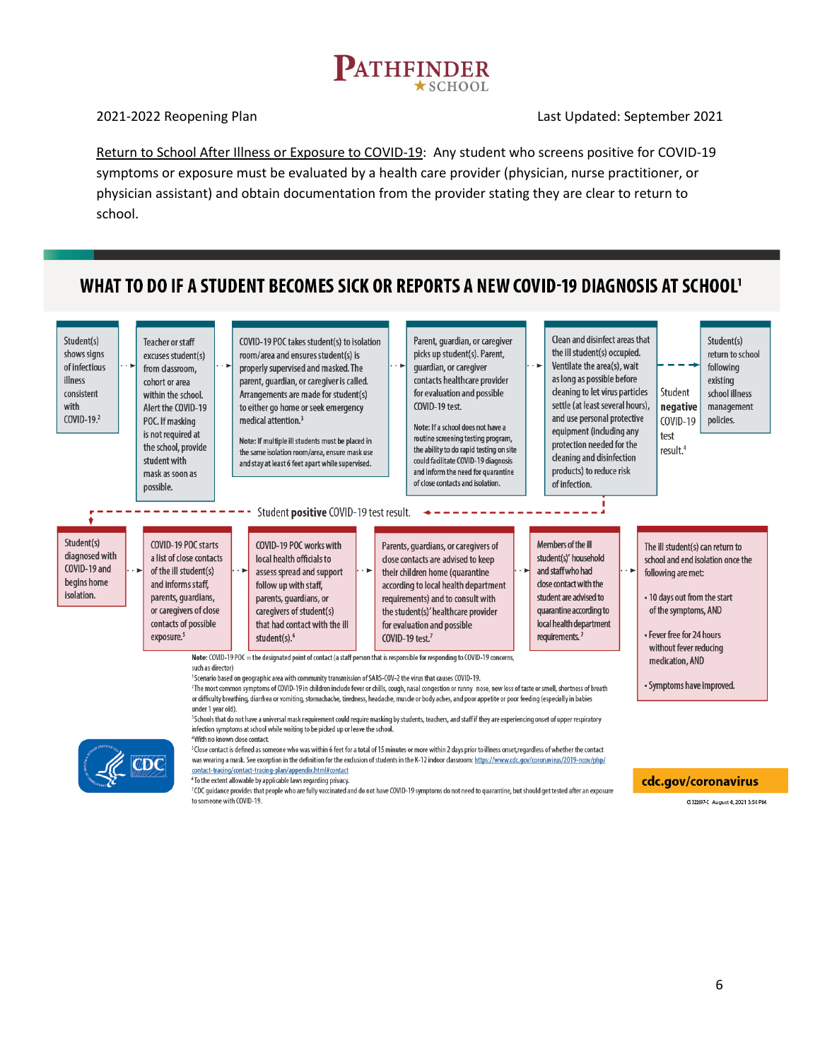2021-2022 Reopening Plan Last Updated: September 2021

Return to School After Illness or Exposure to COVID-19: Any student who screens positive for COVID-19 symptoms or exposure must be evaluated by a health care provider (physician, nurse practitioner, or physician assistant) and obtain documentation from the provider stating they are clear to return to school.

## WHAT TO DO IF A STUDENT BECOMES SICK OR REPORTS A NEW COVID-19 DIAGNOSIS AT SCHOOL[1]

Student(s) shows signs of infectious illness consistent with COVID-19.[2]

Teacher or staff excuses student(s) from classroom, cohort or area within the school. Alert the COVID-19 POC. If masking is not required at the school, provide student with mask as soon as possible.

COVID-19 POC takes student(s) to isolation room/area and ensures student(s) is properly supervised and masked. The parent, guardian, or caregiver is called. Arrangements are made for student(s) to either go home or seek emergency medical attention.[3]

Note: If multiple ill students must be placed in the same isolation room/area, ensure mask use and stay at least 6 feet apart while supervised.

Parent, guardian, or caregiver picks up student(s). Parent, guardian, or caregiver contacts healthcare provider for evaluation and possible COVID-19 test.

Note: If a school does not have a routine screening testing program, the ability to do rapid testing on site could facilitate COVID-19 diagnosis and inform the need for quarantine of close contacts and isolation.

Clean and disinfect areas that the ill student(s) occupied. Ventilate the area(s), wait as long as possible before cleaning to let virus particles settle (at least several hours), and use personal protective equipment (including any protection needed for the cleaning and disinfection products) to reduce risk of infection.

Student **negative** COVID-19 test result.[4]

Student(s) return to school following existing school illness management policies.

Student **positive** COVID-19 test result.

Student(s) diagnosed with COVID-19 and begins home isolation.

COVID-19 POC starts a list of close contacts of the ill student(s) and informs staff, parents, guardians, or caregivers of close contacts of possible exposure.[5]

COVID-19 POC works with local health officials to assess spread and support follow up with staff, parents, guardians, or caregivers of student(s) that had contact with the ill student(s).[6]

Parents, guardians, or caregivers of close contacts are advised to keep their children home (quarantine according to local health department requirements) and to consult with the student(s)' healthcare provider for evaluation and possible COVID-19 test.[7]

Members of the ill student(s)' household and staff who had close contact with the student are advised to quarantine according to local health department requirements.[7]

The ill student(s) can return to school and end isolation once the following are met:

- 10 days out from the start of the symptoms, AND
- Fever free for 24 hours without fever reducing medication, AND
- Symptoms have improved.

Note: COVID-19 POC = the designated point of contact (a staff person that is responsible for responding to COVID-19 concerns, such as director)

[1] Scenario based on geographic area with community transmission of SARS-COV-2 the virus that causes COVID-19.

[2] The most common symptoms of COVID-19 in children include fever or chills, cough, nasal congestion or runny nose, new loss of taste or smell, shortness of breath or difficulty breathing, diarrhea or vomiting, stomachache, tiredness, headache, muscle or body aches, and poor appetite or poor feeding (especially in babies under 1 year old).

[3] Schools that do not have a universal mask requirement could require masking by students, teachers, and staff if they are experiencing onset of upper respiratory infection symptoms at school while waiting to be picked up or leave the school.

[4] With no known close contact.

[5] Close contact is defined as someone who was within 6 feet for a total of 15 minutes or more within 2 days prior to illness onset, regardless of whether the contact was wearing a mask. See exception in the definition for the exclusion of students in the K-12 indoor classroom: https://www.cdc.gov/coronavirus/2019-ncov/php/contact-tracing/contact-tracing-plan/appendix.html#contact

[6] To the extent allowable by applicable laws regarding privacy.

[7] CDC guidance provides that people who are fully vaccinated and do not have COVID-19 symptoms do not need to quarantine, but should get tested after an exposure to someone with COVID-19.

cdc.gov/coronavirus

CS322697-C August 4, 2021 3:54 PM